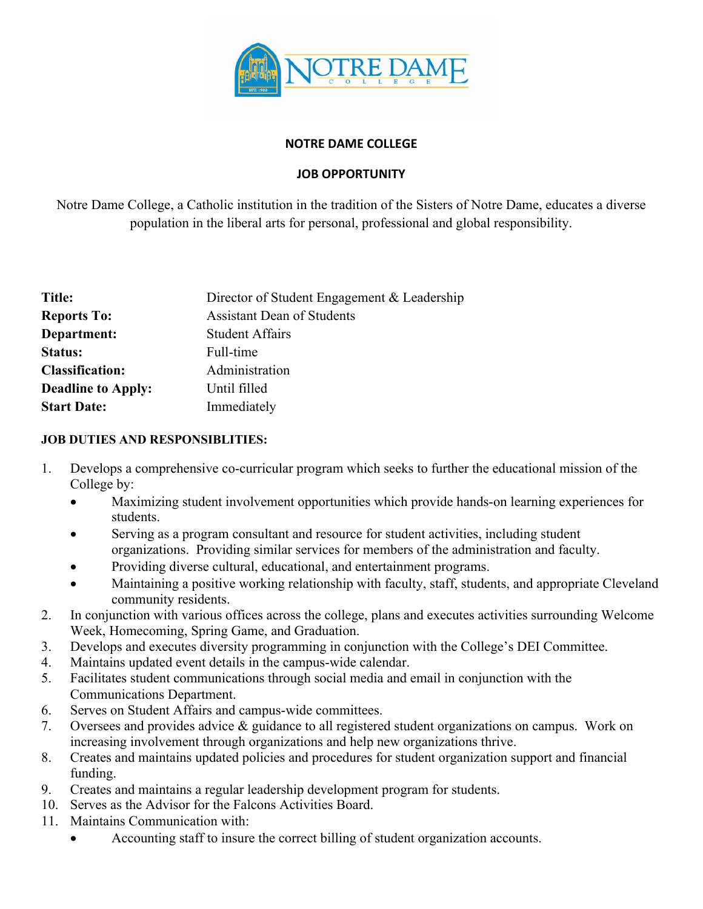# NOTRE DAME COLLEGE

## JOB OPPORTUNITY

Notre Dame College, a Catholic institution in the tradition of the Sisters of Notre Dame, educates a diverse population in the liberal arts for personal, professional and global responsibility.

| | |
|---|---|
| **Title:** | Director of Student Engagement & Leadership |
| **Reports To:** | Assistant Dean of Students |
| **Department:** | Student Affairs |
| **Status:** | Full-time |
| **Classification:** | Administration |
| **Deadline to Apply:** | Until filled |
| **Start Date:** | Immediately |

**JOB DUTIES AND RESPONSIBLITIES:**

1. Develops a comprehensive co-curricular program which seeks to further the educational mission of the College by:
   - Maximizing student involvement opportunities which provide hands-on learning experiences for students.
   - Serving as a program consultant and resource for student activities, including student organizations. Providing similar services for members of the administration and faculty.
   - Providing diverse cultural, educational, and entertainment programs.
   - Maintaining a positive working relationship with faculty, staff, students, and appropriate Cleveland community residents.
2. In conjunction with various offices across the college, plans and executes activities surrounding Welcome Week, Homecoming, Spring Game, and Graduation.
3. Develops and executes diversity programming in conjunction with the College's DEI Committee.
4. Maintains updated event details in the campus-wide calendar.
5. Facilitates student communications through social media and email in conjunction with the Communications Department.
6. Serves on Student Affairs and campus-wide committees.
7. Oversees and provides advice & guidance to all registered student organizations on campus. Work on increasing involvement through organizations and help new organizations thrive.
8. Creates and maintains updated policies and procedures for student organization support and financial funding.
9. Creates and maintains a regular leadership development program for students.
10. Serves as the Advisor for the Falcons Activities Board.
11. Maintains Communication with:
    - Accounting staff to insure the correct billing of student organization accounts.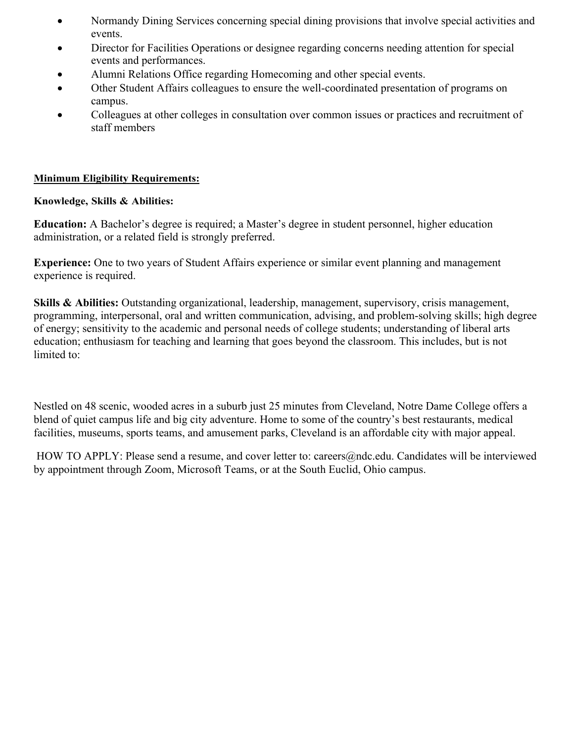- Normandy Dining Services concerning special dining provisions that involve special activities and events.
- Director for Facilities Operations or designee regarding concerns needing attention for special events and performances.
- Alumni Relations Office regarding Homecoming and other special events.
- Other Student Affairs colleagues to ensure the well-coordinated presentation of programs on campus.
- Colleagues at other colleges in consultation over common issues or practices and recruitment of staff members

**Minimum Eligibility Requirements:**

**Knowledge, Skills & Abilities:**

**Education:** A Bachelor's degree is required; a Master's degree in student personnel, higher education administration, or a related field is strongly preferred.

**Experience:** One to two years of Student Affairs experience or similar event planning and management experience is required.

**Skills & Abilities:** Outstanding organizational, leadership, management, supervisory, crisis management, programming, interpersonal, oral and written communication, advising, and problem-solving skills; high degree of energy; sensitivity to the academic and personal needs of college students; understanding of liberal arts education; enthusiasm for teaching and learning that goes beyond the classroom. This includes, but is not limited to:

Nestled on 48 scenic, wooded acres in a suburb just 25 minutes from Cleveland, Notre Dame College offers a blend of quiet campus life and big city adventure. Home to some of the country's best restaurants, medical facilities, museums, sports teams, and amusement parks, Cleveland is an affordable city with major appeal.

HOW TO APPLY: Please send a resume, and cover letter to: careers@ndc.edu. Candidates will be interviewed by appointment through Zoom, Microsoft Teams, or at the South Euclid, Ohio campus.